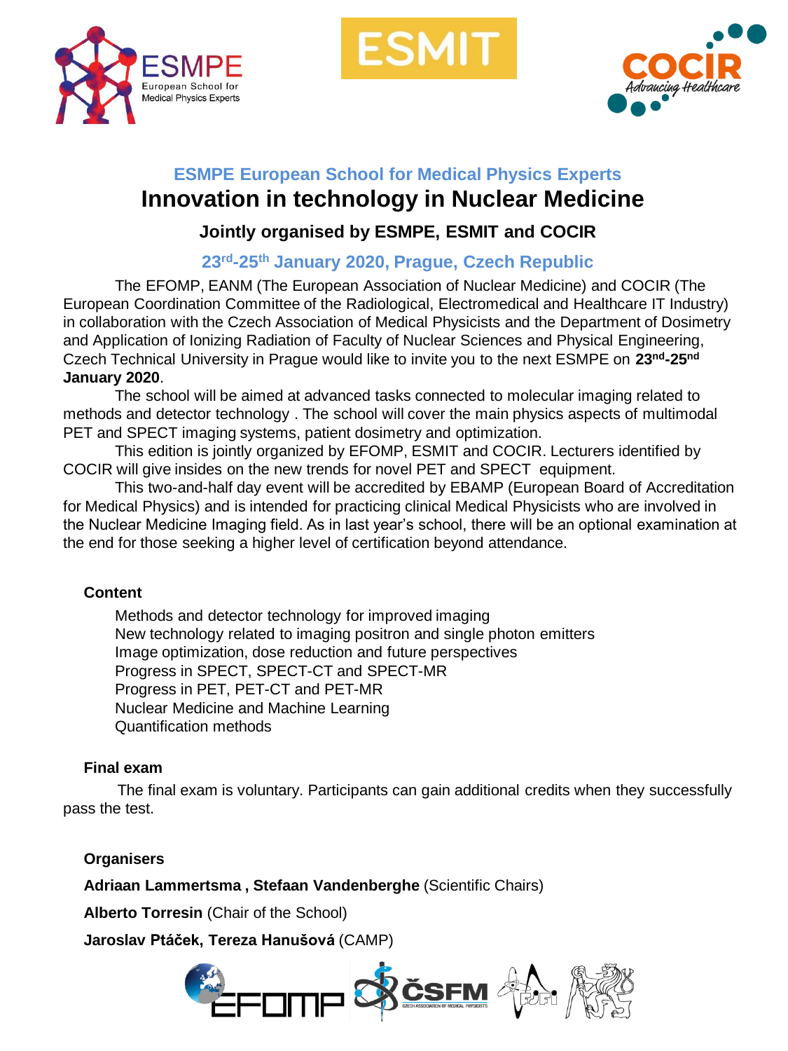## ESMPE European School for Medical Physics Experts

# Innovation in technology in Nuclear Medicine

### Jointly organised by ESMPE, ESMIT and COCIR

### 23rd-25th January 2020, Prague, Czech Republic

The EFOMP, EANM (The European Association of Nuclear Medicine) and COCIR (The European Coordination Committee of the Radiological, Electromedical and Healthcare IT Industry) in collaboration with the Czech Association of Medical Physicists and the Department of Dosimetry and Application of Ionizing Radiation of Faculty of Nuclear Sciences and Physical Engineering, Czech Technical University in Prague would like to invite you to the next ESMPE on **23nd-25nd January 2020**.

The school will be aimed at advanced tasks connected to molecular imaging related to methods and detector technology . The school will cover the main physics aspects of multimodal PET and SPECT imaging systems, patient dosimetry and optimization.

This edition is jointly organized by EFOMP, ESMIT and COCIR. Lecturers identified by COCIR will give insides on the new trends for novel PET and SPECT equipment.

This two-and-half day event will be accredited by EBAMP (European Board of Accreditation for Medical Physics) and is intended for practicing clinical Medical Physicists who are involved in the Nuclear Medicine Imaging field. As in last year's school, there will be an optional examination at the end for those seeking a higher level of certification beyond attendance.

**Content**

Methods and detector technology for improved imaging
New technology related to imaging positron and single photon emitters
Image optimization, dose reduction and future perspectives
Progress in SPECT, SPECT-CT and SPECT-MR
Progress in PET, PET-CT and PET-MR
Nuclear Medicine and Machine Learning
Quantification methods

**Final exam**

The final exam is voluntary. Participants can gain additional credits when they successfully pass the test.

**Organisers**

**Adriaan Lammertsma , Stefaan Vandenberghe** (Scientific Chairs)

**Alberto Torresin** (Chair of the School)

**Jaroslav Ptáček, Tereza Hanušová** (CAMP)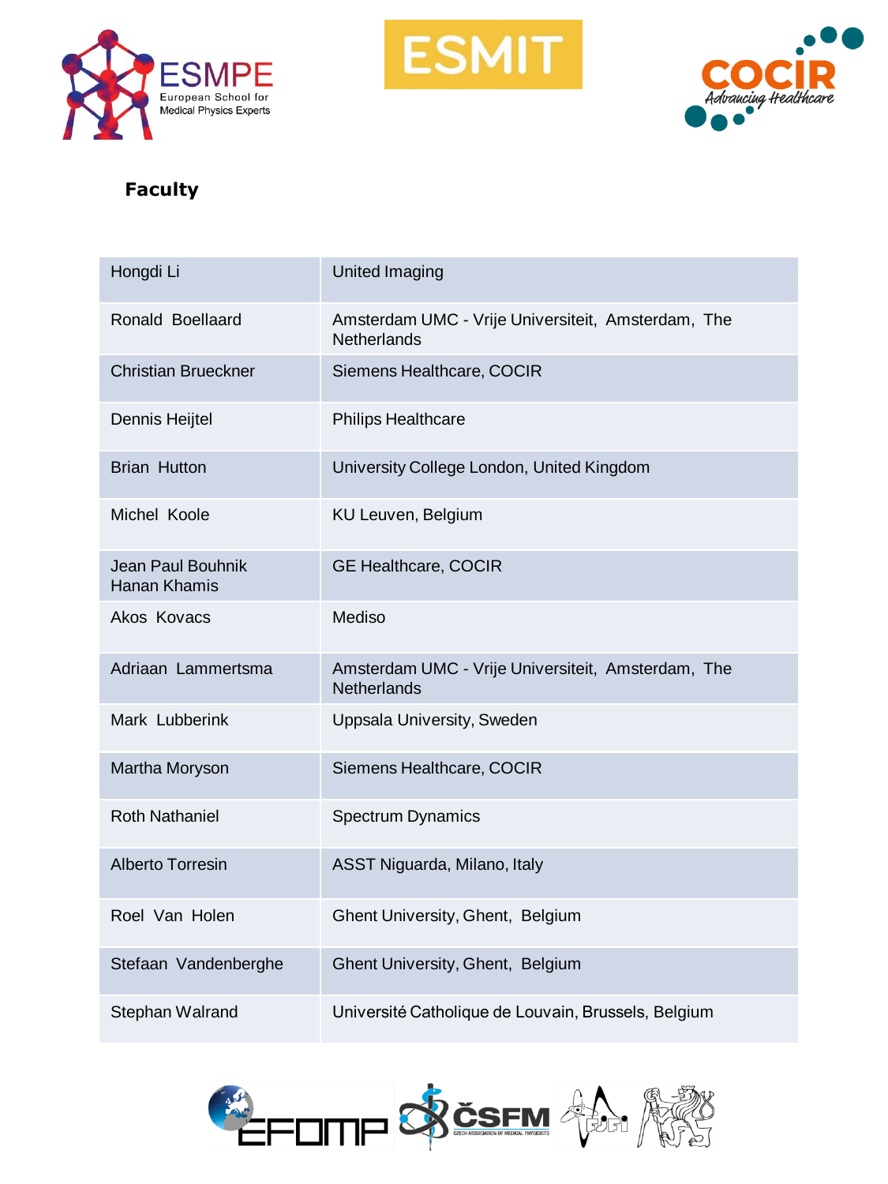## Faculty

| | |
|---|---|
| Hongdi Li | United Imaging |
| Ronald Boellaard | Amsterdam UMC - Vrije Universiteit, Amsterdam, The Netherlands |
| Christian Brueckner | Siemens Healthcare, COCIR |
| Dennis Heijtel | Philips Healthcare |
| Brian Hutton | University College London, United Kingdom |
| Michel Koole | KU Leuven, Belgium |
| Jean Paul Bouhnik<br>Hanan Khamis | GE Healthcare, COCIR |
| Akos Kovacs | Mediso |
| Adriaan Lammertsma | Amsterdam UMC - Vrije Universiteit, Amsterdam, The Netherlands |
| Mark Lubberink | Uppsala University, Sweden |
| Martha Moryson | Siemens Healthcare, COCIR |
| Roth Nathaniel | Spectrum Dynamics |
| Alberto Torresin | ASST Niguarda, Milano, Italy |
| Roel Van Holen | Ghent University, Ghent, Belgium |
| Stefaan Vandenberghe | Ghent University, Ghent, Belgium |
| Stephan Walrand | Université Catholique de Louvain, Brussels, Belgium |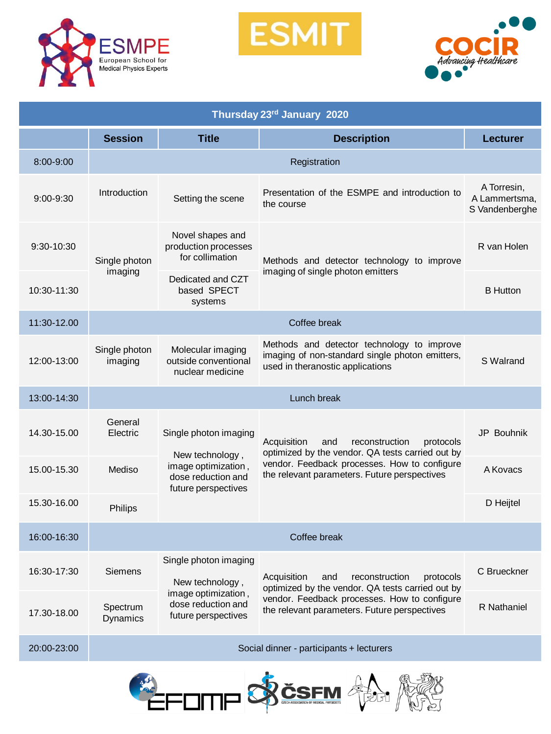## Thursday 23rd January 2020

| | Session | Title | Description | Lecturer |
|---|---|---|---|---|
| 8:00-9:00 | Registration | | | |
| 9:00-9:30 | Introduction | Setting the scene | Presentation of the ESMPE and introduction to the course | A Torresin, A Lammertsma, S Vandenberghe |
| 9:30-10:30 | Single photon imaging | Novel shapes and production processes for collimation | Methods and detector technology to improve imaging of single photon emitters | R van Holen |
| 10:30-11:30 | | Dedicated and CZT based SPECT systems | | B Hutton |
| 11:30-12.00 | Coffee break | | | |
| 12:00-13:00 | Single photon imaging | Molecular imaging outside conventional nuclear medicine | Methods and detector technology to improve imaging of non-standard single photon emitters, used in theranostic applications | S Walrand |
| 13:00-14:30 | Lunch break | | | |
| 14.30-15.00 | General Electric | Single photon imaging<br><br>New technology, image optimization, dose reduction and future perspectives | Acquisition and reconstruction protocols optimized by the vendor. QA tests carried out by vendor. Feedback processes. How to configure the relevant parameters. Future perspectives | JP Bouhnik |
| 15.00-15.30 | Mediso | | | A Kovacs |
| 15.30-16.00 | Philips | | | D Heijtel |
| 16:00-16:30 | Coffee break | | | |
| 16:30-17:30 | Siemens | Single photon imaging<br><br>New technology, image optimization, dose reduction and future perspectives | Acquisition and reconstruction protocols optimized by the vendor. QA tests carried out by vendor. Feedback processes. How to configure the relevant parameters. Future perspectives | C Brueckner |
| 17.30-18.00 | Spectrum Dynamics | | | R Nathaniel |
| 20:00-23:00 | Social dinner - participants + lecturers | | | |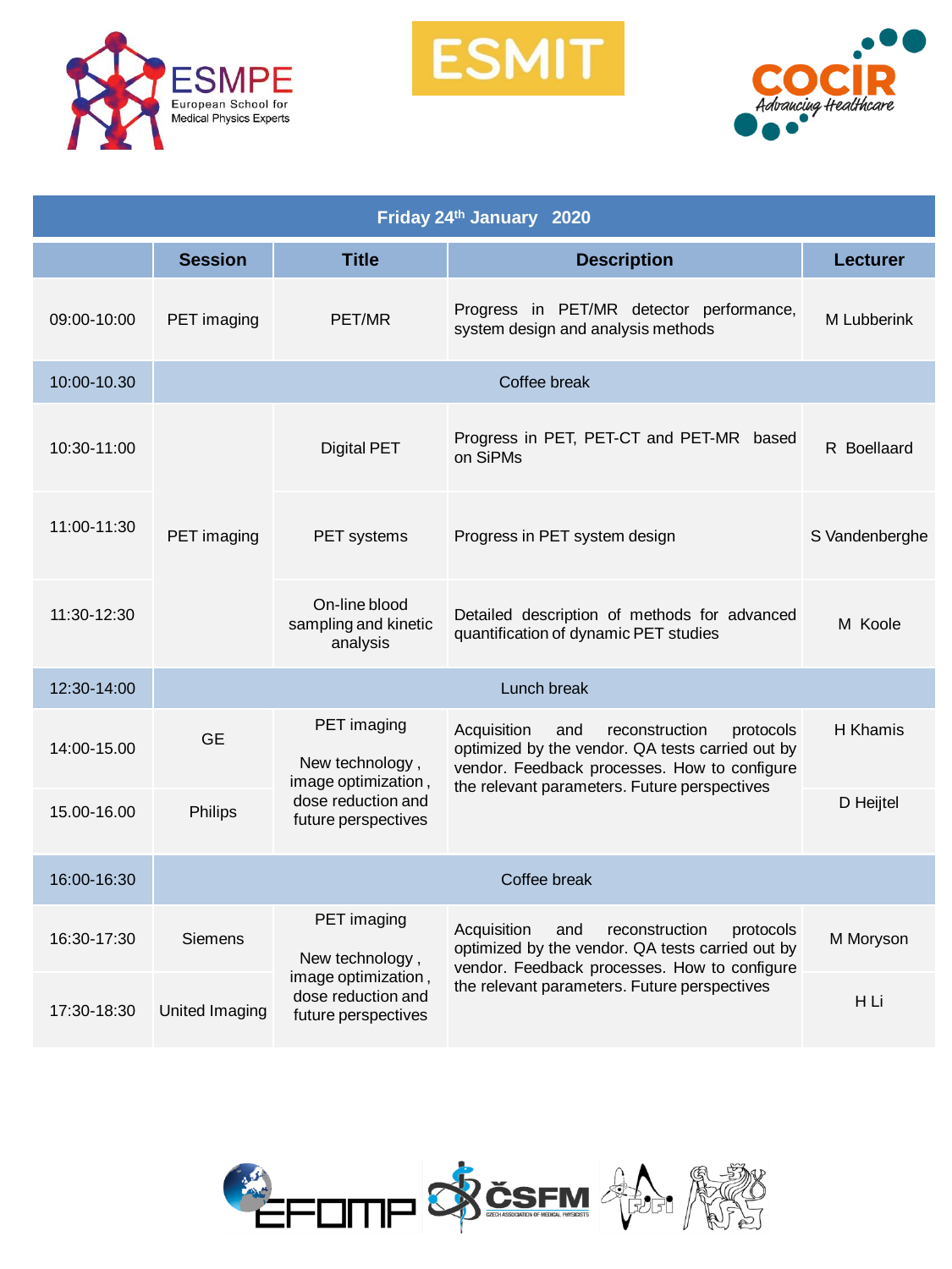| Friday 24th January 2020 | | | | |
|---|---|---|---|---|
| | **Session** | **Title** | **Description** | **Lecturer** |
| 09:00-10:00 | PET imaging | PET/MR | Progress in PET/MR detector performance, system design and analysis methods | M Lubberink |
| 10:00-10.30 | Coffee break | | | |
| 10:30-11:00 | PET imaging | Digital PET | Progress in PET, PET-CT and PET-MR based on SiPMs | R Boellaard |
| 11:00-11:30 | | PET systems | Progress in PET system design | S Vandenberghe |
| 11:30-12:30 | | On-line blood sampling and kinetic analysis | Detailed description of methods for advanced quantification of dynamic PET studies | M Koole |
| 12:30-14:00 | Lunch break | | | |
| 14:00-15.00 | GE | PET imaging<br><br>New technology, image optimization, dose reduction and future perspectives | Acquisition and reconstruction protocols optimized by the vendor. QA tests carried out by vendor. Feedback processes. How to configure the relevant parameters. Future perspectives | H Khamis |
| 15.00-16.00 | Philips | | | D Heijtel |
| 16:00-16:30 | Coffee break | | | |
| 16:30-17:30 | Siemens | PET imaging<br><br>New technology, image optimization, dose reduction and future perspectives | Acquisition and reconstruction protocols optimized by the vendor. QA tests carried out by vendor. Feedback processes. How to configure the relevant parameters. Future perspectives | M Moryson |
| 17:30-18:30 | United Imaging | | | H Li |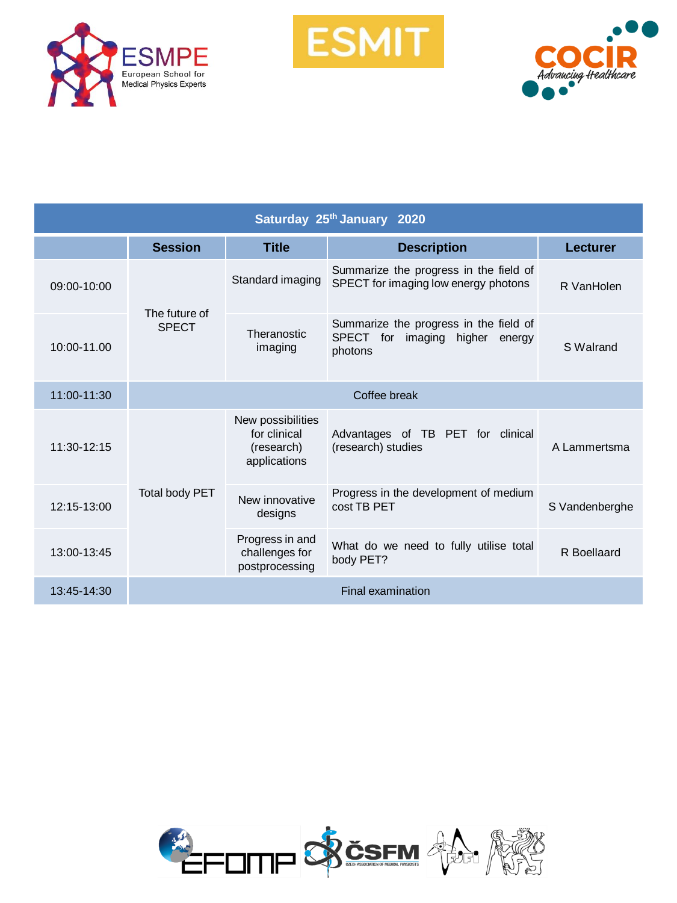| Saturday 25th January 2020 | | | | |
|---|---|---|---|---|
| | **Session** | **Title** | **Description** | **Lecturer** |
| 09:00-10:00 | The future of SPECT | Standard imaging | Summarize the progress in the field of SPECT for imaging low energy photons | R VanHolen |
| 10:00-11.00 | | Theranostic imaging | Summarize the progress in the field of SPECT for imaging higher energy photons | S Walrand |
| 11:00-11:30 | Coffee break | | | |
| 11:30-12:15 | Total body PET | New possibilities for clinical (research) applications | Advantages of TB PET for clinical (research) studies | A Lammertsma |
| 12:15-13:00 | | New innovative designs | Progress in the development of medium cost TB PET | S Vandenberghe |
| 13:00-13:45 | | Progress in and challenges for postprocessing | What do we need to fully utilise total body PET? | R Boellaard |
| 13:45-14:30 | Final examination | | | |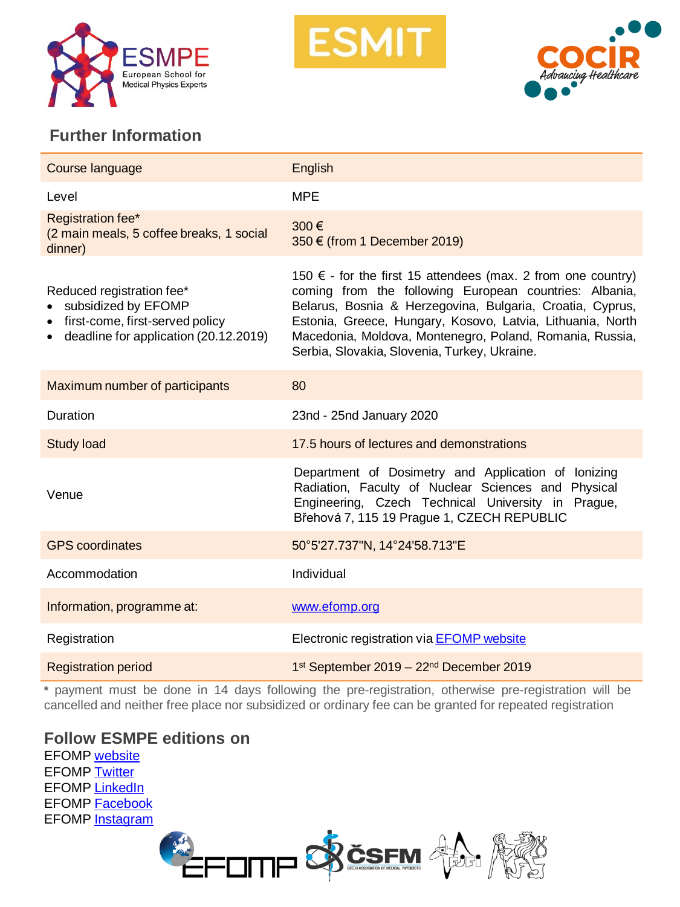## Further Information

| | |
|---|---|
| Course language | English |
| Level | MPE |
| Registration fee* (2 main meals, 5 coffee breaks, 1 social dinner) | 300 € <br> 350 € (from 1 December 2019) |
| Reduced registration fee* <br> • subsidized by EFOMP <br> • first-come, first-served policy <br> • deadline for application (20.12.2019) | 150 € - for the first 15 attendees (max. 2 from one country) coming from the following European countries: Albania, Belarus, Bosnia & Herzegovina, Bulgaria, Croatia, Cyprus, Estonia, Greece, Hungary, Kosovo, Latvia, Lithuania, North Macedonia, Moldova, Montenegro, Poland, Romania, Russia, Serbia, Slovakia, Slovenia, Turkey, Ukraine. |
| Maximum number of participants | 80 |
| Duration | 23nd - 25nd January 2020 |
| Study load | 17.5 hours of lectures and demonstrations |
| Venue | Department of Dosimetry and Application of Ionizing Radiation, Faculty of Nuclear Sciences and Physical Engineering, Czech Technical University in Prague, Břehová 7, 115 19 Prague 1, CZECH REPUBLIC |
| GPS coordinates | 50°5'27.737"N, 14°24'58.713"E |
| Accommodation | Individual |
| Information, programme at: | [www.efomp.org](http://www.efomp.org) |
| Registration | Electronic registration via [EFOMP website]() |
| Registration period | 1st September 2019 – 22nd December 2019 |

* payment must be done in 14 days following the pre-registration, otherwise pre-registration will be cancelled and neither free place nor subsidized or ordinary fee can be granted for repeated registration

## Follow ESMPE editions on

EFOMP website
EFOMP Twitter
EFOMP LinkedIn
EFOMP Facebook
EFOMP Instagram